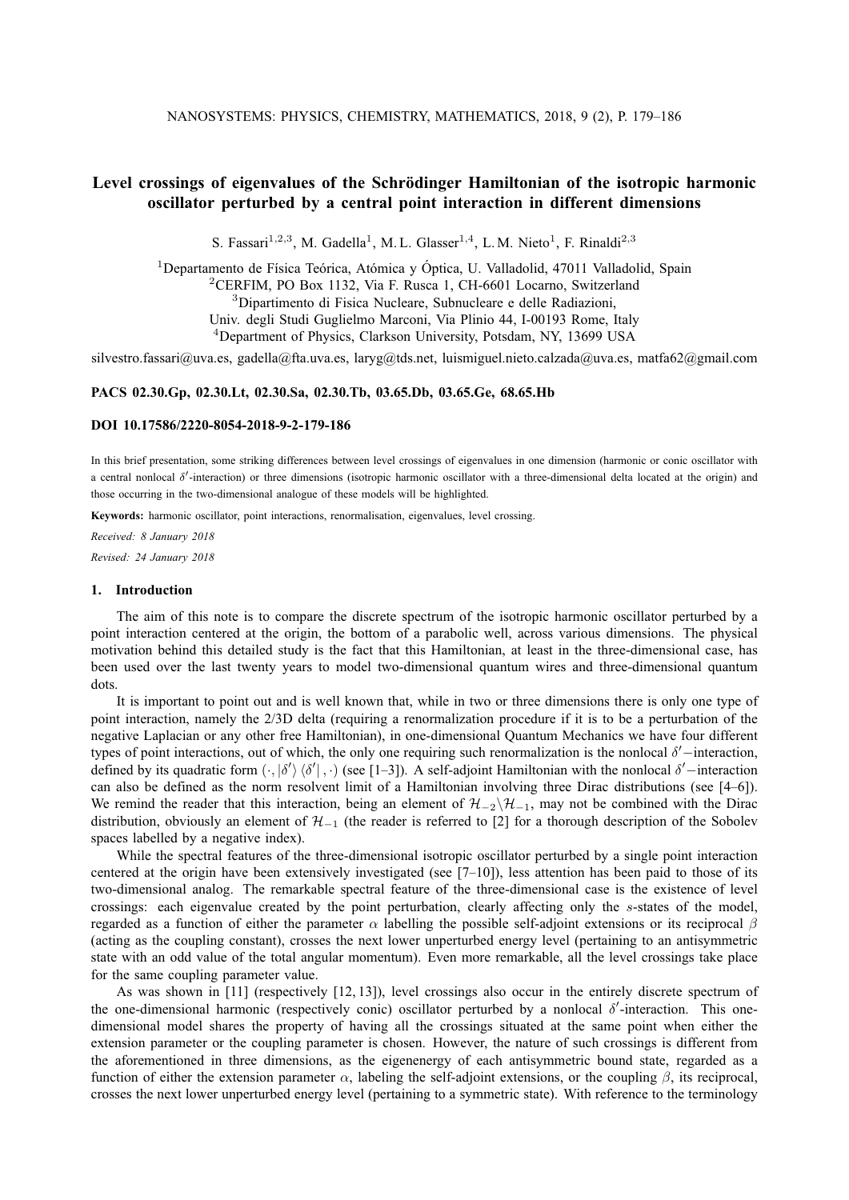# Level crossings of eigenvalues of the Schrödinger Hamiltonian of the isotropic harmonic oscillator perturbed by a central point interaction in different dimensions

S. Fassari[1,2,3], M. Gadella[1], M. L. Glasser[1,4], L. M. Nieto[1], F. Rinaldi[2,3]

[1]Departamento de Física Teórica, Atómica y Óptica, U. Valladolid, 47011 Valladolid, Spain
[2]CERFIM, PO Box 1132, Via F. Rusca 1, CH-6601 Locarno, Switzerland
[3]Dipartimento di Fisica Nucleare, Subnucleare e delle Radiazioni, Univ. degli Studi Guglielmo Marconi, Via Plinio 44, I-00193 Rome, Italy
[4]Department of Physics, Clarkson University, Potsdam, NY, 13699 USA

silvestro.fassari@uva.es, gadella@fta.uva.es, laryg@tds.net, luismiguel.nieto.calzada@uva.es, matfa62@gmail.com

**PACS 02.30.Gp, 02.30.Lt, 02.30.Sa, 02.30.Tb, 03.65.Db, 03.65.Ge, 68.65.Hb**

**DOI 10.17586/2220-8054-2018-9-2-179-186**

In this brief presentation, some striking differences between level crossings of eigenvalues in one dimension (harmonic or conic oscillator with a central nonlocal $\delta'$-interaction) or three dimensions (isotropic harmonic oscillator with a three-dimensional delta located at the origin) and those occurring in the two-dimensional analogue of these models will be highlighted.

**Keywords:** harmonic oscillator, point interactions, renormalisation, eigenvalues, level crossing.

*Received: 8 January 2018*

*Revised: 24 January 2018*

## 1. Introduction

The aim of this note is to compare the discrete spectrum of the isotropic harmonic oscillator perturbed by a point interaction centered at the origin, the bottom of a parabolic well, across various dimensions. The physical motivation behind this detailed study is the fact that this Hamiltonian, at least in the three-dimensional case, has been used over the last twenty years to model two-dimensional quantum wires and three-dimensional quantum dots.

It is important to point out and is well known that, while in two or three dimensions there is only one type of point interaction, namely the 2/3D delta (requiring a renormalization procedure if it is to be a perturbation of the negative Laplacian or any other free Hamiltonian), in one-dimensional Quantum Mechanics we have four different types of point interactions, out of which, the only one requiring such renormalization is the nonlocal $\delta'$−interaction, defined by its quadratic form $(\cdot, |\delta'\rangle\langle\delta'|, \cdot)$ (see [1–3]). A self-adjoint Hamiltonian with the nonlocal $\delta'$−interaction can also be defined as the norm resolvent limit of a Hamiltonian involving three Dirac distributions (see [4–6]). We remind the reader that this interaction, being an element of $\mathcal{H}_{-2}\backslash\mathcal{H}_{-1}$, may not be combined with the Dirac distribution, obviously an element of $\mathcal{H}_{-1}$ (the reader is referred to [2] for a thorough description of the Sobolev spaces labelled by a negative index).

While the spectral features of the three-dimensional isotropic oscillator perturbed by a single point interaction centered at the origin have been extensively investigated (see [7–10]), less attention has been paid to those of its two-dimensional analog. The remarkable spectral feature of the three-dimensional case is the existence of level crossings: each eigenvalue created by the point perturbation, clearly affecting only the $s$-states of the model, regarded as a function of either the parameter $\alpha$ labelling the possible self-adjoint extensions or its reciprocal $\beta$ (acting as the coupling constant), crosses the next lower unperturbed energy level (pertaining to an antisymmetric state with an odd value of the total angular momentum). Even more remarkable, all the level crossings take place for the same coupling parameter value.

As was shown in [11] (respectively [12, 13]), level crossings also occur in the entirely discrete spectrum of the one-dimensional harmonic (respectively conic) oscillator perturbed by a nonlocal $\delta'$-interaction. This one-dimensional model shares the property of having all the crossings situated at the same point when either the extension parameter or the coupling parameter is chosen. However, the nature of such crossings is different from the aforementioned in three dimensions, as the eigenenergy of each antisymmetric bound state, regarded as a function of either the extension parameter $\alpha$, labeling the self-adjoint extensions, or the coupling $\beta$, its reciprocal, crosses the next lower unperturbed energy level (pertaining to a symmetric state). With reference to the terminology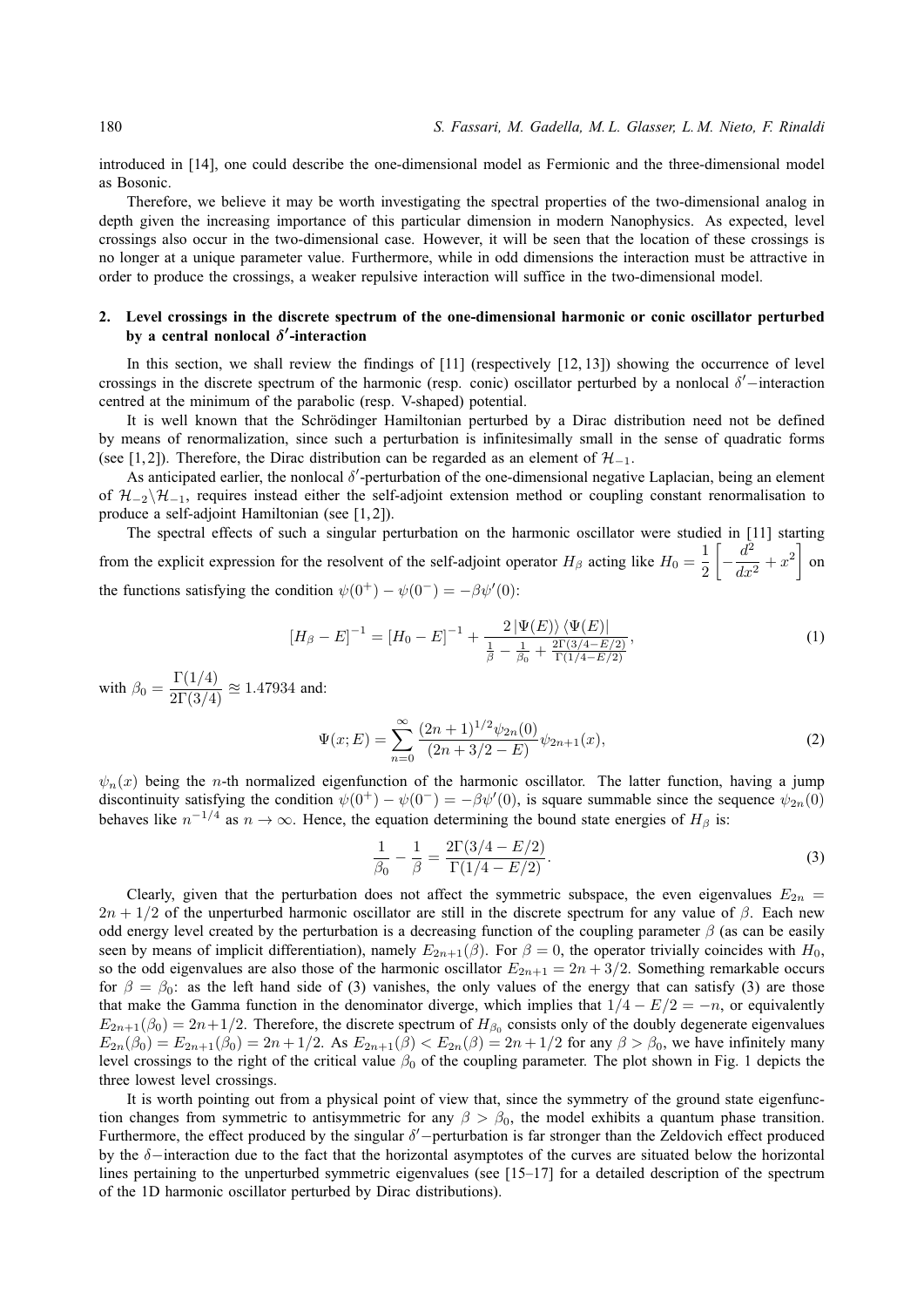introduced in [14], one could describe the one-dimensional model as Fermionic and the three-dimensional model as Bosonic.

Therefore, we believe it may be worth investigating the spectral properties of the two-dimensional analog in depth given the increasing importance of this particular dimension in modern Nanophysics. As expected, level crossings also occur in the two-dimensional case. However, it will be seen that the location of these crossings is no longer at a unique parameter value. Furthermore, while in odd dimensions the interaction must be attractive in order to produce the crossings, a weaker repulsive interaction will suffice in the two-dimensional model.

## 2. Level crossings in the discrete spectrum of the one-dimensional harmonic or conic oscillator perturbed by a central nonlocal $\delta'$-interaction

In this section, we shall review the findings of [11] (respectively [12, 13]) showing the occurrence of level crossings in the discrete spectrum of the harmonic (resp. conic) oscillator perturbed by a nonlocal $\delta'$−interaction centred at the minimum of the parabolic (resp. V-shaped) potential.

It is well known that the Schrödinger Hamiltonian perturbed by a Dirac distribution need not be defined by means of renormalization, since such a perturbation is infinitesimally small in the sense of quadratic forms (see [1, 2]). Therefore, the Dirac distribution can be regarded as an element of $\mathcal{H}_{-1}$.

As anticipated earlier, the nonlocal $\delta'$-perturbation of the one-dimensional negative Laplacian, being an element of $\mathcal{H}_{-2}\backslash\mathcal{H}_{-1}$, requires instead either the self-adjoint extension method or coupling constant renormalisation to produce a self-adjoint Hamiltonian (see [1, 2]).

The spectral effects of such a singular perturbation on the harmonic oscillator were studied in [11] starting from the explicit expression for the resolvent of the self-adjoint operator $H_\beta$ acting like $H_0 = \frac{1}{2}\left[-\frac{d^2}{dx^2} + x^2\right]$ on the functions satisfying the condition $\psi(0^+) - \psi(0^-) = -\beta\psi'(0)$:

$$
[H_\beta - E]^{-1} = [H_0 - E]^{-1} + \frac{2\,|\Psi(E)\rangle\,\langle\Psi(E)|}{\frac{1}{\beta} - \frac{1}{\beta_0} + \frac{2\Gamma(3/4-E/2)}{\Gamma(1/4-E/2)}}, \tag{1}
$$

with $\beta_0 = \dfrac{\Gamma(1/4)}{2\Gamma(3/4)} \approxeq 1.47934$ and:

$$
\Psi(x;E) = \sum_{n=0}^{\infty} \frac{(2n+1)^{1/2}\psi_{2n}(0)}{(2n+3/2-E)}\psi_{2n+1}(x), \tag{2}
$$

$\psi_n(x)$ being the $n$-th normalized eigenfunction of the harmonic oscillator. The latter function, having a jump discontinuity satisfying the condition $\psi(0^+) - \psi(0^-) = -\beta\psi'(0)$, is square summable since the sequence $\psi_{2n}(0)$ behaves like $n^{-1/4}$ as $n \to \infty$. Hence, the equation determining the bound state energies of $H_\beta$ is:

$$
\frac{1}{\beta_0} - \frac{1}{\beta} = \frac{2\Gamma(3/4-E/2)}{\Gamma(1/4-E/2)}. \tag{3}
$$

Clearly, given that the perturbation does not affect the symmetric subspace, the even eigenvalues $E_{2n} = 2n + 1/2$ of the unperturbed harmonic oscillator are still in the discrete spectrum for any value of $\beta$. Each new odd energy level created by the perturbation is a decreasing function of the coupling parameter $\beta$ (as can be easily seen by means of implicit differentiation), namely $E_{2n+1}(\beta)$. For $\beta = 0$, the operator trivially coincides with $H_0$, so the odd eigenvalues are also those of the harmonic oscillator $E_{2n+1} = 2n + 3/2$. Something remarkable occurs for $\beta = \beta_0$: as the left hand side of (3) vanishes, the only values of the energy that can satisfy (3) are those that make the Gamma function in the denominator diverge, which implies that $1/4 - E/2 = -n$, or equivalently $E_{2n+1}(\beta_0) = 2n+1/2$. Therefore, the discrete spectrum of $H_{\beta_0}$ consists only of the doubly degenerate eigenvalues $E_{2n}(\beta_0) = E_{2n+1}(\beta_0) = 2n+1/2$. As $E_{2n+1}(\beta) < E_{2n}(\beta) = 2n+1/2$ for any $\beta > \beta_0$, we have infinitely many level crossings to the right of the critical value $\beta_0$ of the coupling parameter. The plot shown in Fig. 1 depicts the three lowest level crossings.

It is worth pointing out from a physical point of view that, since the symmetry of the ground state eigenfunction changes from symmetric to antisymmetric for any $\beta > \beta_0$, the model exhibits a quantum phase transition. Furthermore, the effect produced by the singular $\delta'$−perturbation is far stronger than the Zeldovich effect produced by the $\delta$−interaction due to the fact that the horizontal asymptotes of the curves are situated below the horizontal lines pertaining to the unperturbed symmetric eigenvalues (see [15–17] for a detailed description of the spectrum of the 1D harmonic oscillator perturbed by Dirac distributions).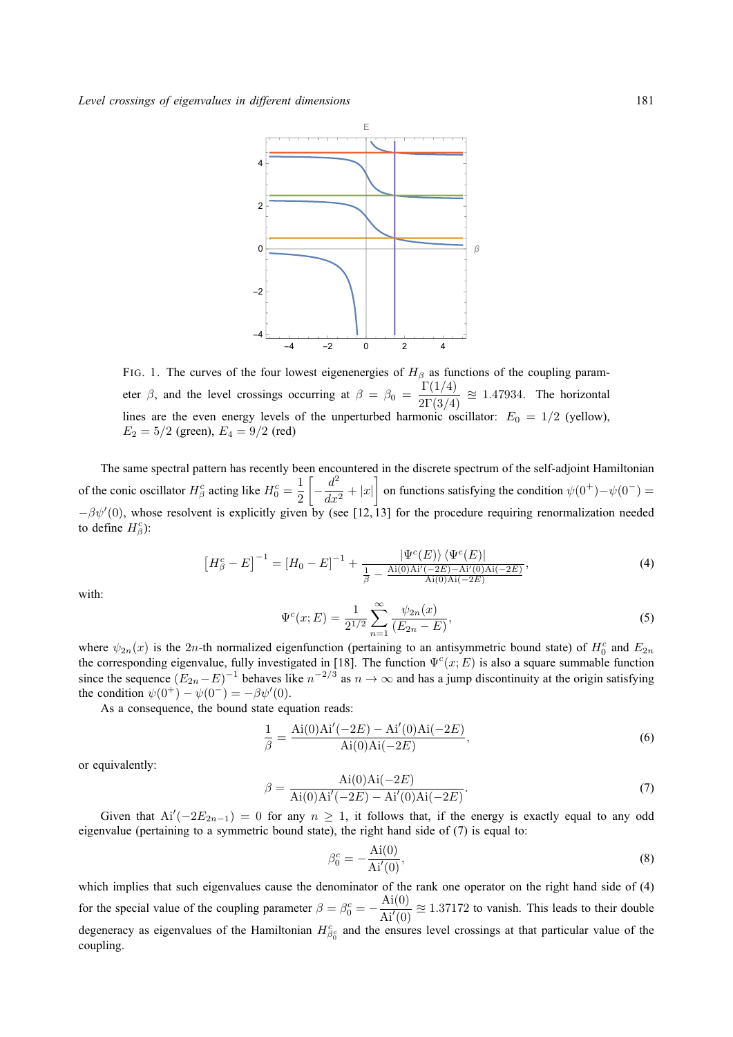FIG. 1. The curves of the four lowest eigenenergies of $H_\beta$ as functions of the coupling parameter $\beta$, and the level crossings occurring at $\beta = \beta_0 = \dfrac{\Gamma(1/4)}{2\Gamma(3/4)} \approxeq 1.47934$. The horizontal lines are the even energy levels of the unperturbed harmonic oscillator: $E_0 = 1/2$ (yellow), $E_2 = 5/2$ (green), $E_4 = 9/2$ (red)

The same spectral pattern has recently been encountered in the discrete spectrum of the self-adjoint Hamiltonian of the conic oscillator $H_\beta^c$ acting like $H_0^c = \dfrac{1}{2}\left[-\dfrac{d^2}{dx^2} + |x|\right]$ on functions satisfying the condition $\psi(0^+) - \psi(0^-) = -\beta\psi'(0)$, whose resolvent is explicitly given by (see [12, 13] for the procedure requiring renormalization needed to define $H_\beta^c$):

$$\left[H_\beta^c - E\right]^{-1} = \left[H_0 - E\right]^{-1} + \frac{|\Psi^c(E)\rangle\langle\Psi^c(E)|}{\frac{1}{\beta} - \frac{\mathrm{Ai}(0)\mathrm{Ai}'(-2E) - \mathrm{Ai}'(0)\mathrm{Ai}(-2E)}{\mathrm{Ai}(0)\mathrm{Ai}(-2E)}}, \tag{4}$$

with:

$$\Psi^c(x;E) = \frac{1}{2^{1/2}} \sum_{n=1}^{\infty} \frac{\psi_{2n}(x)}{(E_{2n} - E)}, \tag{5}$$

where $\psi_{2n}(x)$ is the $2n$-th normalized eigenfunction (pertaining to an antisymmetric bound state) of $H_0^c$ and $E_{2n}$ the corresponding eigenvalue, fully investigated in [18]. The function $\Psi^c(x;E)$ is also a square summable function since the sequence $(E_{2n} - E)^{-1}$ behaves like $n^{-2/3}$ as $n \to \infty$ and has a jump discontinuity at the origin satisfying the condition $\psi(0^+) - \psi(0^-) = -\beta\psi'(0)$.

As a consequence, the bound state equation reads:

$$\frac{1}{\beta} = \frac{\mathrm{Ai}(0)\mathrm{Ai}'(-2E) - \mathrm{Ai}'(0)\mathrm{Ai}(-2E)}{\mathrm{Ai}(0)\mathrm{Ai}(-2E)}, \tag{6}$$

or equivalently:

$$\beta = \frac{\mathrm{Ai}(0)\mathrm{Ai}(-2E)}{\mathrm{Ai}(0)\mathrm{Ai}'(-2E) - \mathrm{Ai}'(0)\mathrm{Ai}(-2E)}. \tag{7}$$

Given that $\mathrm{Ai}'(-2E_{2n-1}) = 0$ for any $n \geq 1$, it follows that, if the energy is exactly equal to any odd eigenvalue (pertaining to a symmetric bound state), the right hand side of (7) is equal to:

$$\beta_0^c = -\frac{\mathrm{Ai}(0)}{\mathrm{Ai}'(0)}, \tag{8}$$

which implies that such eigenvalues cause the denominator of the rank one operator on the right hand side of (4) for the special value of the coupling parameter $\beta = \beta_0^c = -\dfrac{\mathrm{Ai}(0)}{\mathrm{Ai}'(0)} \approxeq 1.37172$ to vanish. This leads to their double degeneracy as eigenvalues of the Hamiltonian $H_{\beta_0^c}^c$ and the ensures level crossings at that particular value of the coupling.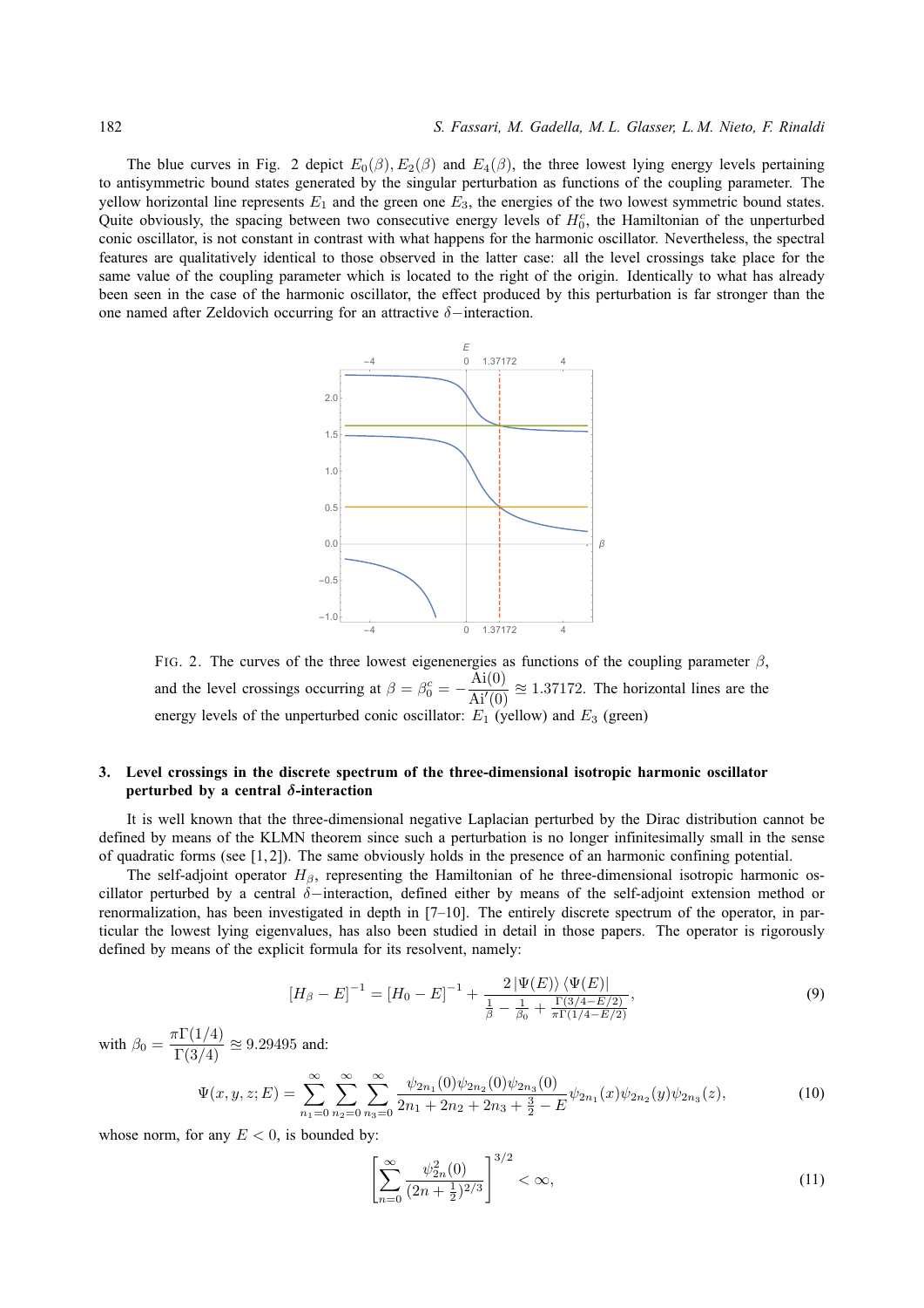The blue curves in Fig. 2 depict $E_0(\beta), E_2(\beta)$ and $E_4(\beta)$, the three lowest lying energy levels pertaining to antisymmetric bound states generated by the singular perturbation as functions of the coupling parameter. The yellow horizontal line represents $E_1$ and the green one $E_3$, the energies of the two lowest symmetric bound states. Quite obviously, the spacing between two consecutive energy levels of $H_0^c$, the Hamiltonian of the unperturbed conic oscillator, is not constant in contrast with what happens for the harmonic oscillator. Nevertheless, the spectral features are qualitatively identical to those observed in the latter case: all the level crossings take place for the same value of the coupling parameter which is located to the right of the origin. Identically to what has already been seen in the case of the harmonic oscillator, the effect produced by this perturbation is far stronger than the one named after Zeldovich occurring for an attractive $\delta-$interaction.

FIG. 2. The curves of the three lowest eigenenergies as functions of the coupling parameter $\beta$, and the level crossings occurring at $\beta = \beta_0^c = -\dfrac{\mathrm{Ai}(0)}{\mathrm{Ai}'(0)} \approxeq 1.37172$. The horizontal lines are the energy levels of the unperturbed conic oscillator: $E_1$ (yellow) and $E_3$ (green)

### 3. Level crossings in the discrete spectrum of the three-dimensional isotropic harmonic oscillator perturbed by a central $\delta$-interaction

It is well known that the three-dimensional negative Laplacian perturbed by the Dirac distribution cannot be defined by means of the KLMN theorem since such a perturbation is no longer infinitesimally small in the sense of quadratic forms (see [1,2]). The same obviously holds in the presence of an harmonic confining potential.

The self-adjoint operator $H_\beta$, representing the Hamiltonian of he three-dimensional isotropic harmonic oscillator perturbed by a central $\delta-$interaction, defined either by means of the self-adjoint extension method or renormalization, has been investigated in depth in [7–10]. The entirely discrete spectrum of the operator, in particular the lowest lying eigenvalues, has also been studied in detail in those papers. The operator is rigorously defined by means of the explicit formula for its resolvent, namely:

$$
[H_\beta - E]^{-1} = [H_0 - E]^{-1} + \frac{2\,|\Psi(E)\rangle\,\langle\Psi(E)|}{\frac{1}{\beta} - \frac{1}{\beta_0} + \frac{\Gamma(3/4 - E/2)}{\pi\Gamma(1/4 - E/2)}}, \tag{9}
$$

with $\beta_0 = \dfrac{\pi\Gamma(1/4)}{\Gamma(3/4)} \approxeq 9.29495$ and:

$$
\Psi(x,y,z;E) = \sum_{n_1=0}^{\infty}\sum_{n_2=0}^{\infty}\sum_{n_3=0}^{\infty} \frac{\psi_{2n_1}(0)\psi_{2n_2}(0)\psi_{2n_3}(0)}{2n_1 + 2n_2 + 2n_3 + \frac{3}{2} - E}\psi_{2n_1}(x)\psi_{2n_2}(y)\psi_{2n_3}(z), \tag{10}
$$

whose norm, for any $E < 0$, is bounded by:

$$
\left[\sum_{n=0}^{\infty} \frac{\psi_{2n}^2(0)}{(2n+\frac{1}{2})^{2/3}}\right]^{3/2} < \infty, \tag{11}
$$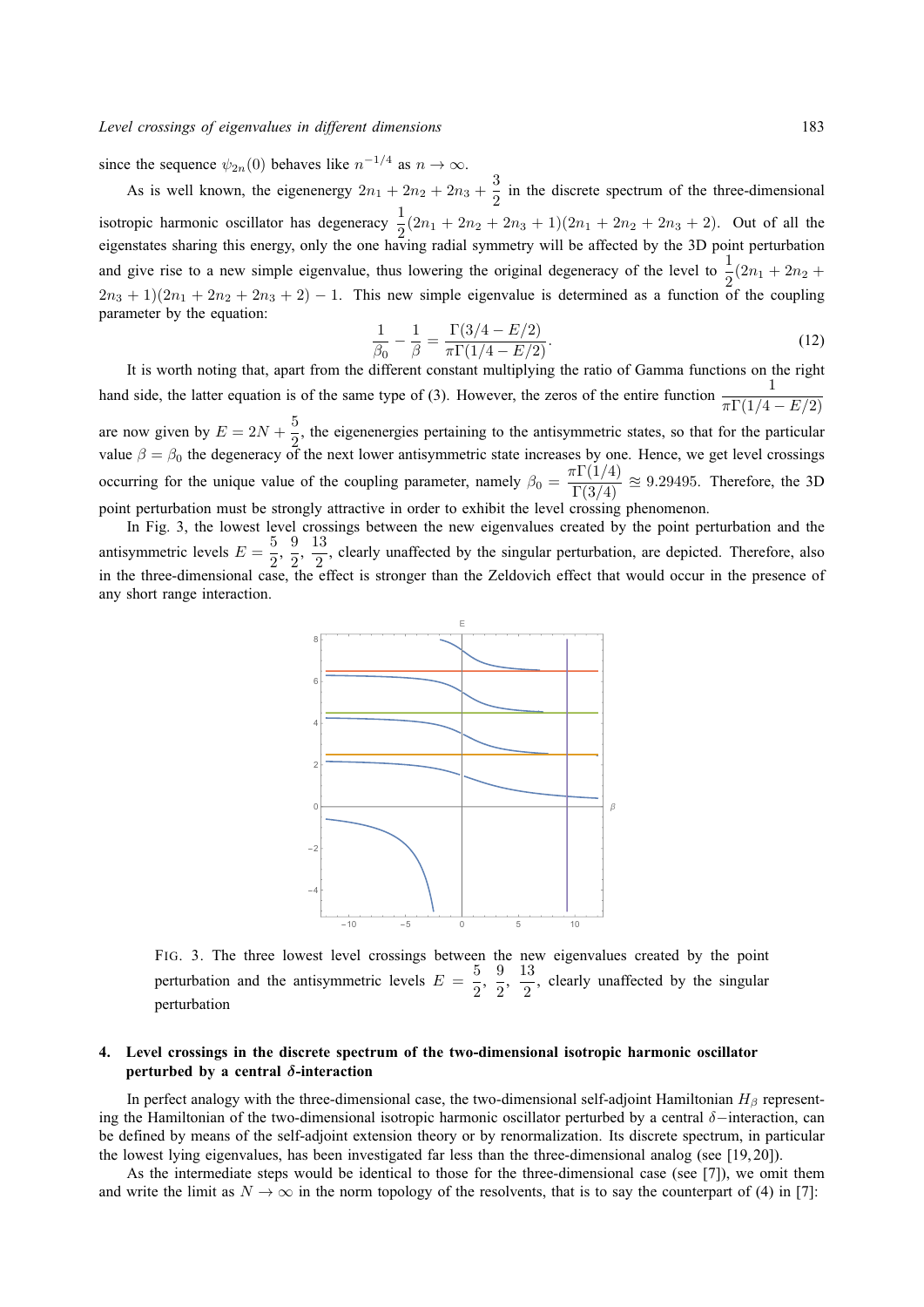since the sequence $\psi_{2n}(0)$ behaves like $n^{-1/4}$ as $n \to \infty$.

As is well known, the eigenenergy $2n_1 + 2n_2 + 2n_3 + \frac{3}{2}$ in the discrete spectrum of the three-dimensional isotropic harmonic oscillator has degeneracy $\frac{1}{2}(2n_1 + 2n_2 + 2n_3 + 1)(2n_1 + 2n_2 + 2n_3 + 2)$. Out of all the eigenstates sharing this energy, only the one having radial symmetry will be affected by the 3D point perturbation and give rise to a new simple eigenvalue, thus lowering the original degeneracy of the level to $\frac{1}{2}(2n_1 + 2n_2 + 2n_3 + 1)(2n_1 + 2n_2 + 2n_3 + 2) - 1$. This new simple eigenvalue is determined as a function of the coupling parameter by the equation:

$$\frac{1}{\beta_0} - \frac{1}{\beta} = \frac{\Gamma(3/4 - E/2)}{\pi \Gamma(1/4 - E/2)}. \tag{12}$$

It is worth noting that, apart from the different constant multiplying the ratio of Gamma functions on the right hand side, the latter equation is of the same type of (3). However, the zeros of the entire function $\frac{1}{\pi \Gamma(1/4 - E/2)}$ are now given by $E = 2N + \frac{5}{2}$, the eigenenergies pertaining to the antisymmetric states, so that for the particular value $\beta = \beta_0$ the degeneracy of the next lower antisymmetric state increases by one. Hence, we get level crossings occurring for the unique value of the coupling parameter, namely $\beta_0 = \frac{\pi \Gamma(1/4)}{\Gamma(3/4)} \approxeq 9.29495$. Therefore, the 3D point perturbation must be strongly attractive in order to exhibit the level crossing phenomenon.

In Fig. 3, the lowest level crossings between the new eigenvalues created by the point perturbation and the antisymmetric levels $E = \frac{5}{2}, \frac{9}{2}, \frac{13}{2}$, clearly unaffected by the singular perturbation, are depicted. Therefore, also in the three-dimensional case, the effect is stronger than the Zeldovich effect that would occur in the presence of any short range interaction.

FIG. 3. The three lowest level crossings between the new eigenvalues created by the point perturbation and the antisymmetric levels $E = \frac{5}{2}, \frac{9}{2}, \frac{13}{2}$, clearly unaffected by the singular perturbation

## 4. Level crossings in the discrete spectrum of the two-dimensional isotropic harmonic oscillator perturbed by a central $\delta$-interaction

In perfect analogy with the three-dimensional case, the two-dimensional self-adjoint Hamiltonian $H_\beta$ representing the Hamiltonian of the two-dimensional isotropic harmonic oscillator perturbed by a central $\delta-$interaction, can be defined by means of the self-adjoint extension theory or by renormalization. Its discrete spectrum, in particular the lowest lying eigenvalues, has been investigated far less than the three-dimensional analog (see [19, 20]).

As the intermediate steps would be identical to those for the three-dimensional case (see [7]), we omit them and write the limit as $N \to \infty$ in the norm topology of the resolvents, that is to say the counterpart of (4) in [7]: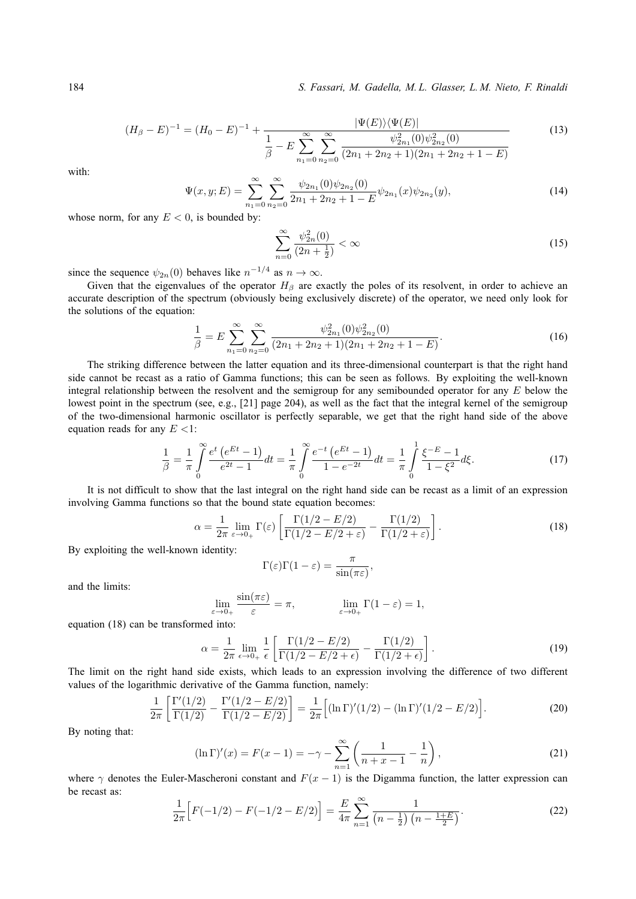$$(H_\beta - E)^{-1} = (H_0 - E)^{-1} + \frac{|\Psi(E)\rangle\langle\Psi(E)|}{\dfrac{1}{\beta} - E\displaystyle\sum_{n_1=0}^{\infty}\sum_{n_2=0}^{\infty}\frac{\psi_{2n_1}^2(0)\psi_{2n_2}^2(0)}{(2n_1+2n_2+1)(2n_1+2n_2+1-E)}} \tag{13}$$

with:

$$\Psi(x,y;E) = \sum_{n_1=0}^{\infty}\sum_{n_2=0}^{\infty}\frac{\psi_{2n_1}(0)\psi_{2n_2}(0)}{2n_1+2n_2+1-E}\psi_{2n_1}(x)\psi_{2n_2}(y), \tag{14}$$

whose norm, for any $E < 0$, is bounded by:

$$\sum_{n=0}^{\infty}\frac{\psi_{2n}^2(0)}{(2n+\frac{1}{2})} < \infty \tag{15}$$

since the sequence $\psi_{2n}(0)$ behaves like $n^{-1/4}$ as $n \to \infty$.

Given that the eigenvalues of the operator $H_\beta$ are exactly the poles of its resolvent, in order to achieve an accurate description of the spectrum (obviously being exclusively discrete) of the operator, we need only look for the solutions of the equation:

$$\frac{1}{\beta} = E\sum_{n_1=0}^{\infty}\sum_{n_2=0}^{\infty}\frac{\psi_{2n_1}^2(0)\psi_{2n_2}^2(0)}{(2n_1+2n_2+1)(2n_1+2n_2+1-E)}. \tag{16}$$

The striking difference between the latter equation and its three-dimensional counterpart is that the right hand side cannot be recast as a ratio of Gamma functions; this can be seen as follows. By exploiting the well-known integral relationship between the resolvent and the semigroup for any semibounded operator for any $E$ below the lowest point in the spectrum (see, e.g., [21] page 204), as well as the fact that the integral kernel of the semigroup of the two-dimensional harmonic oscillator is perfectly separable, we get that the right hand side of the above equation reads for any $E < 1$:

$$\frac{1}{\beta} = \frac{1}{\pi}\int_0^\infty \frac{e^t\left(e^{Et}-1\right)}{e^{2t}-1}dt = \frac{1}{\pi}\int_0^\infty \frac{e^{-t}\left(e^{Et}-1\right)}{1-e^{-2t}}dt = \frac{1}{\pi}\int_0^1 \frac{\xi^{-E}-1}{1-\xi^2}d\xi. \tag{17}$$

It is not difficult to show that the last integral on the right hand side can be recast as a limit of an expression involving Gamma functions so that the bound state equation becomes:

$$\alpha = \frac{1}{2\pi}\lim_{\varepsilon\to 0_+}\Gamma(\varepsilon)\left[\frac{\Gamma(1/2-E/2)}{\Gamma(1/2-E/2+\varepsilon)} - \frac{\Gamma(1/2)}{\Gamma(1/2+\varepsilon)}\right]. \tag{18}$$

By exploiting the well-known identity:

$$\Gamma(\varepsilon)\Gamma(1-\varepsilon) = \frac{\pi}{\sin(\pi\varepsilon)},$$

and the limits:

$$\lim_{\varepsilon\to 0_+}\frac{\sin(\pi\varepsilon)}{\varepsilon} = \pi, \qquad \lim_{\varepsilon\to 0_+}\Gamma(1-\varepsilon) = 1,$$

equation (18) can be transformed into:

$$\alpha = \frac{1}{2\pi}\lim_{\epsilon\to 0_+}\frac{1}{\epsilon}\left[\frac{\Gamma(1/2-E/2)}{\Gamma(1/2-E/2+\epsilon)} - \frac{\Gamma(1/2)}{\Gamma(1/2+\epsilon)}\right]. \tag{19}$$

The limit on the right hand side exists, which leads to an expression involving the difference of two different values of the logarithmic derivative of the Gamma function, namely:

$$\frac{1}{2\pi}\left[\frac{\Gamma'(1/2)}{\Gamma(1/2)} - \frac{\Gamma'(1/2-E/2)}{\Gamma(1/2-E/2)}\right] = \frac{1}{2\pi}\Big[(\ln\Gamma)'(1/2) - (\ln\Gamma)'(1/2-E/2)\Big]. \tag{20}$$

By noting that:

$$(\ln\Gamma)'(x) = F(x-1) = -\gamma - \sum_{n=1}^{\infty}\left(\frac{1}{n+x-1} - \frac{1}{n}\right), \tag{21}$$

where $\gamma$ denotes the Euler-Mascheroni constant and $F(x-1)$ is the Digamma function, the latter expression can be recast as:

$$\frac{1}{2\pi}\Big[F(-1/2) - F(-1/2-E/2)\Big] = \frac{E}{4\pi}\sum_{n=1}^{\infty}\frac{1}{\left(n-\frac{1}{2}\right)\left(n-\frac{1+E}{2}\right)}. \tag{22}$$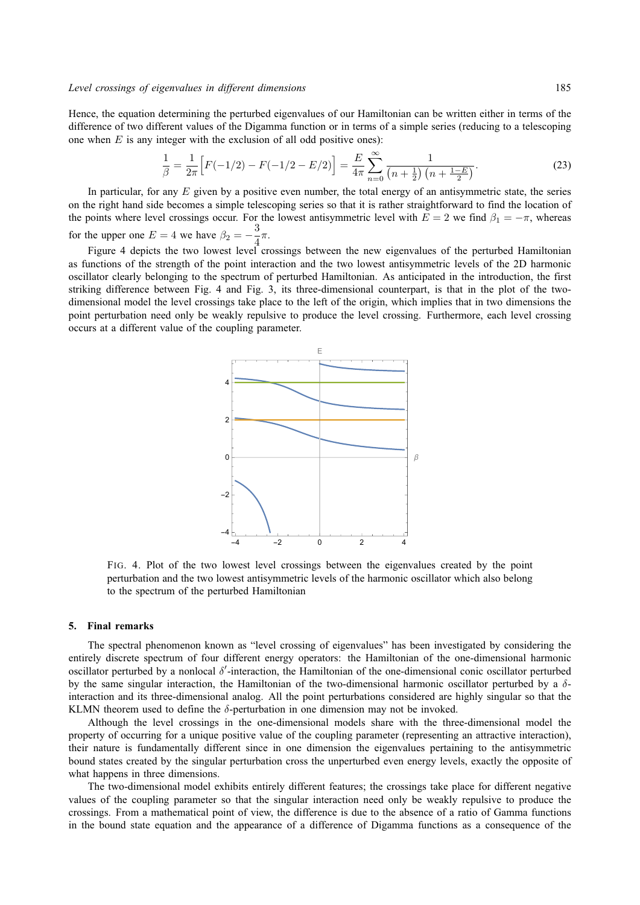Hence, the equation determining the perturbed eigenvalues of our Hamiltonian can be written either in terms of the difference of two different values of the Digamma function or in terms of a simple series (reducing to a telescoping one when $E$ is any integer with the exclusion of all odd positive ones):

$$\frac{1}{\beta} = \frac{1}{2\pi}\Big[F(-1/2) - F(-1/2 - E/2)\Big] = \frac{E}{4\pi}\sum_{n=0}^{\infty}\frac{1}{\left(n+\frac{1}{2}\right)\left(n+\frac{1-E}{2}\right)}. \tag{23}$$

In particular, for any $E$ given by a positive even number, the total energy of an antisymmetric state, the series on the right hand side becomes a simple telescoping series so that it is rather straightforward to find the location of the points where level crossings occur. For the lowest antisymmetric level with $E = 2$ we find $\beta_1 = -\pi$, whereas for the upper one $E = 4$ we have $\beta_2 = -\dfrac{3}{4}\pi$.

Figure 4 depicts the two lowest level crossings between the new eigenvalues of the perturbed Hamiltonian as functions of the strength of the point interaction and the two lowest antisymmetric levels of the 2D harmonic oscillator clearly belonging to the spectrum of perturbed Hamiltonian. As anticipated in the introduction, the first striking difference between Fig. 4 and Fig. 3, its three-dimensional counterpart, is that in the plot of the two-dimensional model the level crossings take place to the left of the origin, which implies that in two dimensions the point perturbation need only be weakly repulsive to produce the level crossing. Furthermore, each level crossing occurs at a different value of the coupling parameter.

FIG. 4. Plot of the two lowest level crossings between the eigenvalues created by the point perturbation and the two lowest antisymmetric levels of the harmonic oscillator which also belong to the spectrum of the perturbed Hamiltonian

## 5. Final remarks

The spectral phenomenon known as "level crossing of eigenvalues" has been investigated by considering the entirely discrete spectrum of four different energy operators: the Hamiltonian of the one-dimensional harmonic oscillator perturbed by a nonlocal $\delta'$-interaction, the Hamiltonian of the one-dimensional conic oscillator perturbed by the same singular interaction, the Hamiltonian of the two-dimensional harmonic oscillator perturbed by a $\delta$-interaction and its three-dimensional analog. All the point perturbations considered are highly singular so that the KLMN theorem used to define the $\delta$-perturbation in one dimension may not be invoked.

Although the level crossings in the one-dimensional models share with the three-dimensional model the property of occurring for a unique positive value of the coupling parameter (representing an attractive interaction), their nature is fundamentally different since in one dimension the eigenvalues pertaining to the antisymmetric bound states created by the singular perturbation cross the unperturbed even energy levels, exactly the opposite of what happens in three dimensions.

The two-dimensional model exhibits entirely different features; the crossings take place for different negative values of the coupling parameter so that the singular interaction need only be weakly repulsive to produce the crossings. From a mathematical point of view, the difference is due to the absence of a ratio of Gamma functions in the bound state equation and the appearance of a difference of Digamma functions as a consequence of the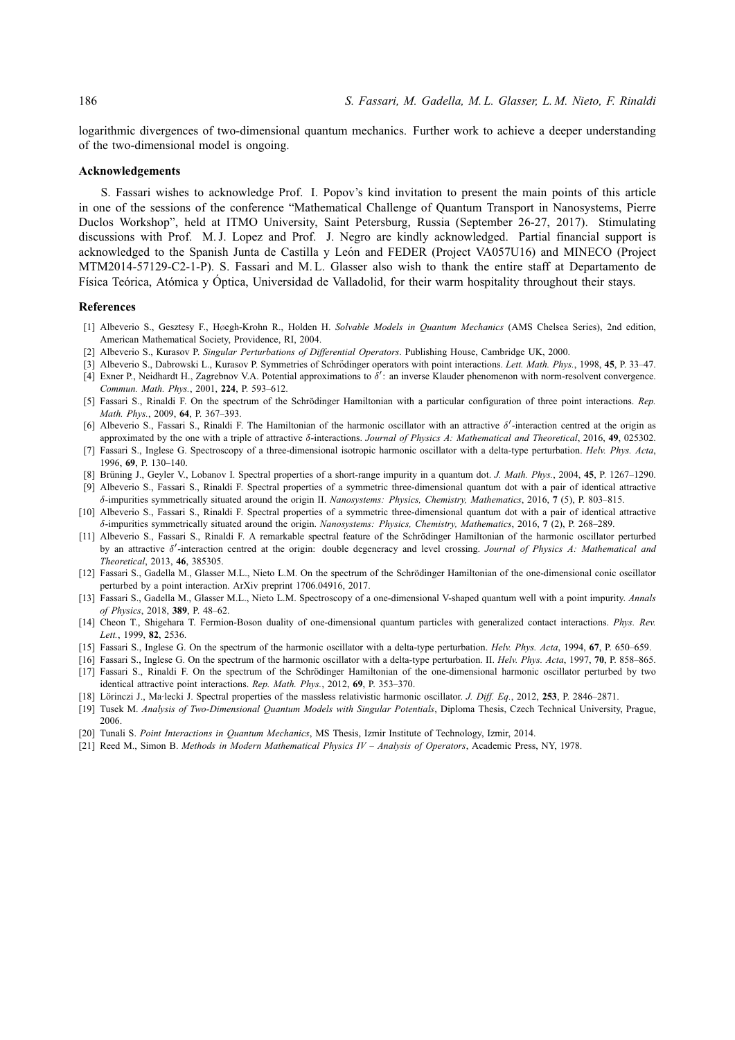logarithmic divergences of two-dimensional quantum mechanics. Further work to achieve a deeper understanding of the two-dimensional model is ongoing.

### Acknowledgements

S. Fassari wishes to acknowledge Prof. I. Popov's kind invitation to present the main points of this article in one of the sessions of the conference "Mathematical Challenge of Quantum Transport in Nanosystems, Pierre Duclos Workshop", held at ITMO University, Saint Petersburg, Russia (September 26-27, 2017). Stimulating discussions with Prof. M. J. Lopez and Prof. J. Negro are kindly acknowledged. Partial financial support is acknowledged to the Spanish Junta de Castilla y León and FEDER (Project VA057U16) and MINECO (Project MTM2014-57129-C2-1-P). S. Fassari and M. L. Glasser also wish to thank the entire staff at Departamento de Física Teórica, Atómica y Óptica, Universidad de Valladolid, for their warm hospitality throughout their stays.

### References

[1] Albeverio S., Gesztesy F., Høegh-Krohn R., Holden H. *Solvable Models in Quantum Mechanics* (AMS Chelsea Series), 2nd edition, American Mathematical Society, Providence, RI, 2004.

[2] Albeverio S., Kurasov P. *Singular Perturbations of Differential Operators*. Publishing House, Cambridge UK, 2000.

[3] Albeverio S., Dabrowski L., Kurasov P. Symmetries of Schrödinger operators with point interactions. *Lett. Math. Phys.*, 1998, **45**, P. 33–47.

[4] Exner P., Neidhardt H., Zagrebnov V.A. Potential approximations to $\delta'$: an inverse Klauder phenomenon with norm-resolvent convergence. *Commun. Math. Phys.*, 2001, **224**, P. 593–612.

[5] Fassari S., Rinaldi F. On the spectrum of the Schrödinger Hamiltonian with a particular configuration of three point interactions. *Rep. Math. Phys.*, 2009, **64**, P. 367–393.

[6] Albeverio S., Fassari S., Rinaldi F. The Hamiltonian of the harmonic oscillator with an attractive $\delta'$-interaction centred at the origin as approximated by the one with a triple of attractive $\delta$-interactions. *Journal of Physics A: Mathematical and Theoretical*, 2016, **49**, 025302.

[7] Fassari S., Inglese G. Spectroscopy of a three-dimensional isotropic harmonic oscillator with a delta-type perturbation. *Helv. Phys. Acta*, 1996, **69**, P. 130–140.

[8] Brüning J., Geyler V., Lobanov I. Spectral properties of a short-range impurity in a quantum dot. *J. Math. Phys.*, 2004, **45**, P. 1267–1290.

[9] Albeverio S., Fassari S., Rinaldi F. Spectral properties of a symmetric three-dimensional quantum dot with a pair of identical attractive $\delta$-impurities symmetrically situated around the origin II. *Nanosystems: Physics, Chemistry, Mathematics*, 2016, **7** (5), P. 803–815.

[10] Albeverio S., Fassari S., Rinaldi F. Spectral properties of a symmetric three-dimensional quantum dot with a pair of identical attractive $\delta$-impurities symmetrically situated around the origin. *Nanosystems: Physics, Chemistry, Mathematics*, 2016, **7** (2), P. 268–289.

[11] Albeverio S., Fassari S., Rinaldi F. A remarkable spectral feature of the Schrödinger Hamiltonian of the harmonic oscillator perturbed by an attractive $\delta'$-interaction centred at the origin: double degeneracy and level crossing. *Journal of Physics A: Mathematical and Theoretical*, 2013, **46**, 385305.

[12] Fassari S., Gadella M., Glasser M.L., Nieto L.M. On the spectrum of the Schrödinger Hamiltonian of the one-dimensional conic oscillator perturbed by a point interaction. ArXiv preprint 1706.04916, 2017.

[13] Fassari S., Gadella M., Glasser M.L., Nieto L.M. Spectroscopy of a one-dimensional V-shaped quantum well with a point impurity. *Annals of Physics*, 2018, **389**, P. 48–62.

[14] Cheon T., Shigehara T. Fermion-Boson duality of one-dimensional quantum particles with generalized contact interactions. *Phys. Rev. Lett.*, 1999, **82**, 2536.

[15] Fassari S., Inglese G. On the spectrum of the harmonic oscillator with a delta-type perturbation. *Helv. Phys. Acta*, 1994, **67**, P. 650–659.

[16] Fassari S., Inglese G. On the spectrum of the harmonic oscillator with a delta-type perturbation. II. *Helv. Phys. Acta*, 1997, **70**, P. 858–865.

[17] Fassari S., Rinaldi F. On the spectrum of the Schrödinger Hamiltonian of the one-dimensional harmonic oscillator perturbed by two identical attractive point interactions. *Rep. Math. Phys.*, 2012, **69**, P. 353–370.

[18] Lörinczi J., Małecki J. Spectral properties of the massless relativistic harmonic oscillator. *J. Diff. Eq.*, 2012, **253**, P. 2846–2871.

[19] Tusek M. *Analysis of Two-Dimensional Quantum Models with Singular Potentials*, Diploma Thesis, Czech Technical University, Prague, 2006.

[20] Tunali S. *Point Interactions in Quantum Mechanics*, MS Thesis, Izmir Institute of Technology, Izmir, 2014.

[21] Reed M., Simon B. *Methods in Modern Mathematical Physics IV – Analysis of Operators*, Academic Press, NY, 1978.